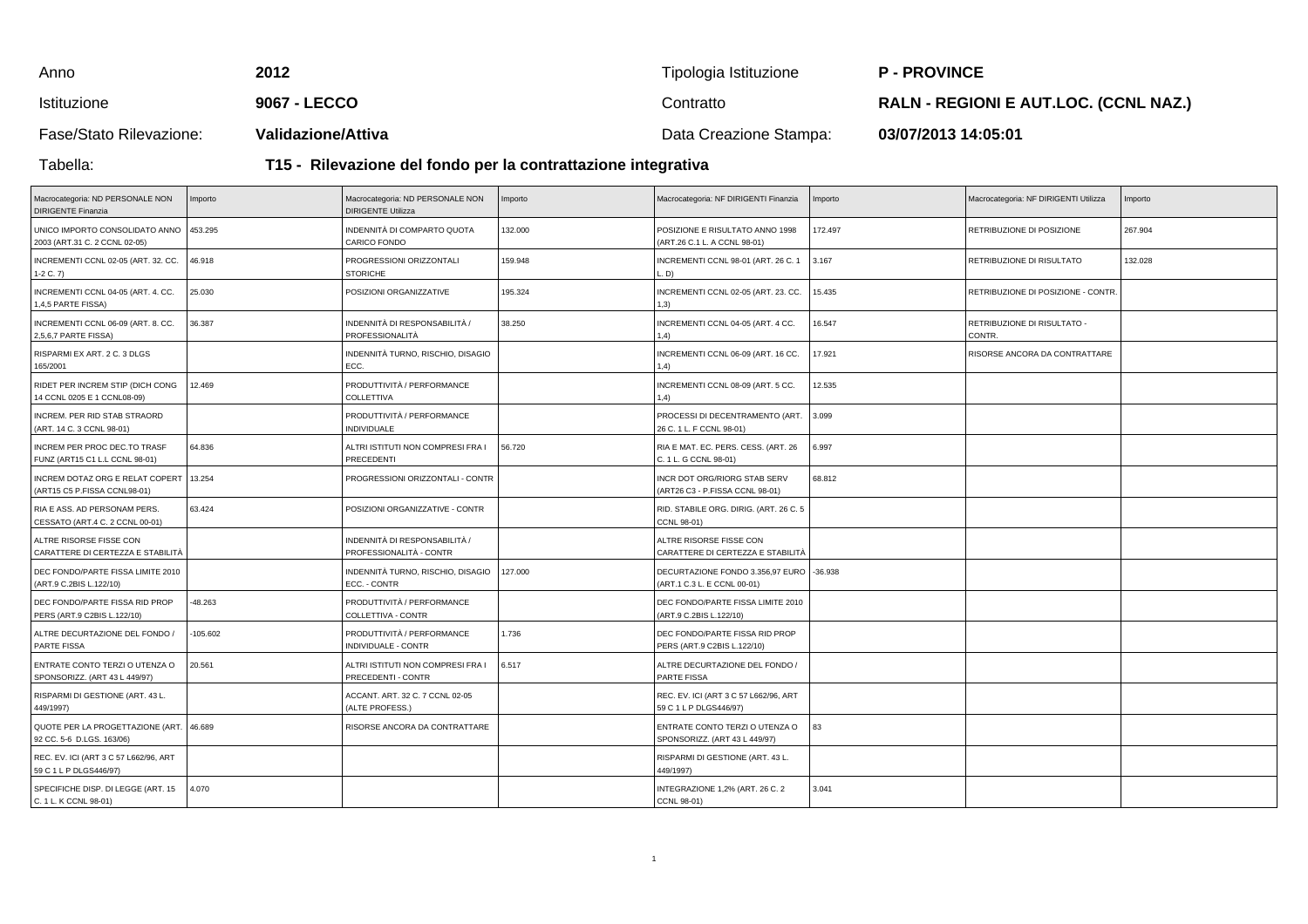| Anno | **2012** | Tipologia Istituzione | **P - PROVINCE** |
|---|---|---|---|
| Istituzione | **9067 - LECCO** | Contratto | **RALN - REGIONI E AUT.LOC. (CCNL NAZ.)** |
| Fase/Stato Rilevazione: | **Validazione/Attiva** | Data Creazione Stampa: | **03/07/2013 14:05:01** |

Tabella: **T15 - Rilevazione del fondo per la contrattazione integrativa**

| Macrocategoria: ND PERSONALE NON DIRIGENTE Finanzia | Importo | Macrocategoria: ND PERSONALE NON DIRIGENTE Utilizza | Importo | Macrocategoria: NF DIRIGENTI Finanzia | Importo | Macrocategoria: NF DIRIGENTI Utilizza | Importo |
|---|---|---|---|---|---|---|---|
| UNICO IMPORTO CONSOLIDATO ANNO 2003 (ART.31 C. 2 CCNL 02-05) | 453.295 | INDENNITÀ DI COMPARTO QUOTA CARICO FONDO | 132.000 | POSIZIONE E RISULTATO ANNO 1998 (ART.26 C.1 L. A CCNL 98-01) | 172.497 | RETRIBUZIONE DI POSIZIONE | 267.904 |
| INCREMENTI CCNL 02-05 (ART. 32. CC. 1-2 C. 7) | 46.918 | PROGRESSIONI ORIZZONTALI STORICHE | 159.948 | INCREMENTI CCNL 98-01 (ART. 26 C. 1 L. D) | 3.167 | RETRIBUZIONE DI RISULTATO | 132.028 |
| INCREMENTI CCNL 04-05 (ART. 4. CC. 1,4,5 PARTE FISSA) | 25.030 | POSIZIONI ORGANIZZATIVE | 195.324 | INCREMENTI CCNL 02-05 (ART. 23. CC. 1,3) | 15.435 | RETRIBUZIONE DI POSIZIONE - CONTR. | |
| INCREMENTI CCNL 06-09 (ART. 8. CC. 2,5,6,7 PARTE FISSA) | 36.387 | INDENNITÀ DI RESPONSABILITÀ / PROFESSIONALITÀ | 38.250 | INCREMENTI CCNL 04-05 (ART. 4 CC. 1,4) | 16.547 | RETRIBUZIONE DI RISULTATO - CONTR. | |
| RISPARMI EX ART. 2 C. 3 DLGS 165/2001 | | INDENNITÀ TURNO, RISCHIO, DISAGIO ECC. | | INCREMENTI CCNL 06-09 (ART. 16 CC. 1,4) | 17.921 | RISORSE ANCORA DA CONTRATTARE | |
| RIDET PER INCREM STIP (DICH CONG 14 CCNL 0205 E 1 CCNL08-09) | 12.469 | PRODUTTIVITÀ / PERFORMANCE COLLETTIVA | | INCREMENTI CCNL 08-09 (ART. 5 CC. 1,4) | 12.535 | | |
| INCREM. PER RID STAB STRAORD (ART. 14 C. 3 CCNL 98-01) | | PRODUTTIVITÀ / PERFORMANCE INDIVIDUALE | | PROCESSI DI DECENTRAMENTO (ART. 26 C. 1 L. F CCNL 98-01) | 3.099 | | |
| INCREM PER PROC DEC.TO TRASF FUNZ (ART15 C1 L.L CCNL 98-01) | 64.836 | ALTRI ISTITUTI NON COMPRESI FRA I PRECEDENTI | 56.720 | RIA E MAT. EC. PERS. CESS. (ART. 26 C. 1 L. G CCNL 98-01) | 6.997 | | |
| INCREM DOTAZ ORG E RELAT COPERT (ART15 C5 P.FISSA CCNL98-01) | 13.254 | PROGRESSIONI ORIZZONTALI - CONTR | | INCR DOT ORG/RIORG STAB SERV (ART26 C3 - P.FISSA CCNL 98-01) | 68.812 | | |
| RIA E ASS. AD PERSONAM PERS. CESSATO (ART.4 C. 2 CCNL 00-01) | 63.424 | POSIZIONI ORGANIZZATIVE - CONTR | | RID. STABILE ORG. DIRIG. (ART. 26 C. 5 CCNL 98-01) | | | |
| ALTRE RISORSE FISSE CON CARATTERE DI CERTEZZA E STABILITÀ | | INDENNITÀ DI RESPONSABILITÀ / PROFESSIONALITÀ - CONTR | | ALTRE RISORSE FISSE CON CARATTERE DI CERTEZZA E STABILITÀ | | | |
| DEC FONDO/PARTE FISSA LIMITE 2010 (ART.9 C.2BIS L.122/10) | | INDENNITÀ TURNO, RISCHIO, DISAGIO ECC. - CONTR | 127.000 | DECURTAZIONE FONDO 3.356,97 EURO (ART.1 C.3 L. E CCNL 00-01) | -36.938 | | |
| DEC FONDO/PARTE FISSA RID PROP PERS (ART.9 C2BIS L.122/10) | -48.263 | PRODUTTIVITÀ / PERFORMANCE COLLETTIVA - CONTR | | DEC FONDO/PARTE FISSA LIMITE 2010 (ART.9 C.2BIS L.122/10) | | | |
| ALTRE DECURTAZIONE DEL FONDO / PARTE FISSA | -105.602 | PRODUTTIVITÀ / PERFORMANCE INDIVIDUALE - CONTR | 1.736 | DEC FONDO/PARTE FISSA RID PROP PERS (ART.9 C2BIS L.122/10) | | | |
| ENTRATE CONTO TERZI O UTENZA O SPONSORIZZ. (ART 43 L 449/97) | 20.561 | ALTRI ISTITUTI NON COMPRESI FRA I PRECEDENTI - CONTR | 6.517 | ALTRE DECURTAZIONE DEL FONDO / PARTE FISSA | | | |
| RISPARMI DI GESTIONE (ART. 43 L. 449/1997) | | ACCANT. ART. 32 C. 7 CCNL 02-05 (ALTE PROFESS.) | | REC. EV. ICI (ART 3 C 57 L662/96, ART 59 C 1 L P DLGS446/97) | | | |
| QUOTE PER LA PROGETTAZIONE (ART. 92 CC. 5-6 D.LGS. 163/06) | 46.689 | RISORSE ANCORA DA CONTRATTARE | | ENTRATE CONTO TERZI O UTENZA O SPONSORIZZ. (ART 43 L 449/97) | 83 | | |
| REC. EV. ICI (ART 3 C 57 L662/96, ART 59 C 1 L P DLGS446/97) | | | | RISPARMI DI GESTIONE (ART. 43 L. 449/1997) | | | |
| SPECIFICHE DISP. DI LEGGE (ART. 15 C. 1 L. K CCNL 98-01) | 4.070 | | | INTEGRAZIONE 1,2% (ART. 26 C. 2 CCNL 98-01) | 3.041 | | |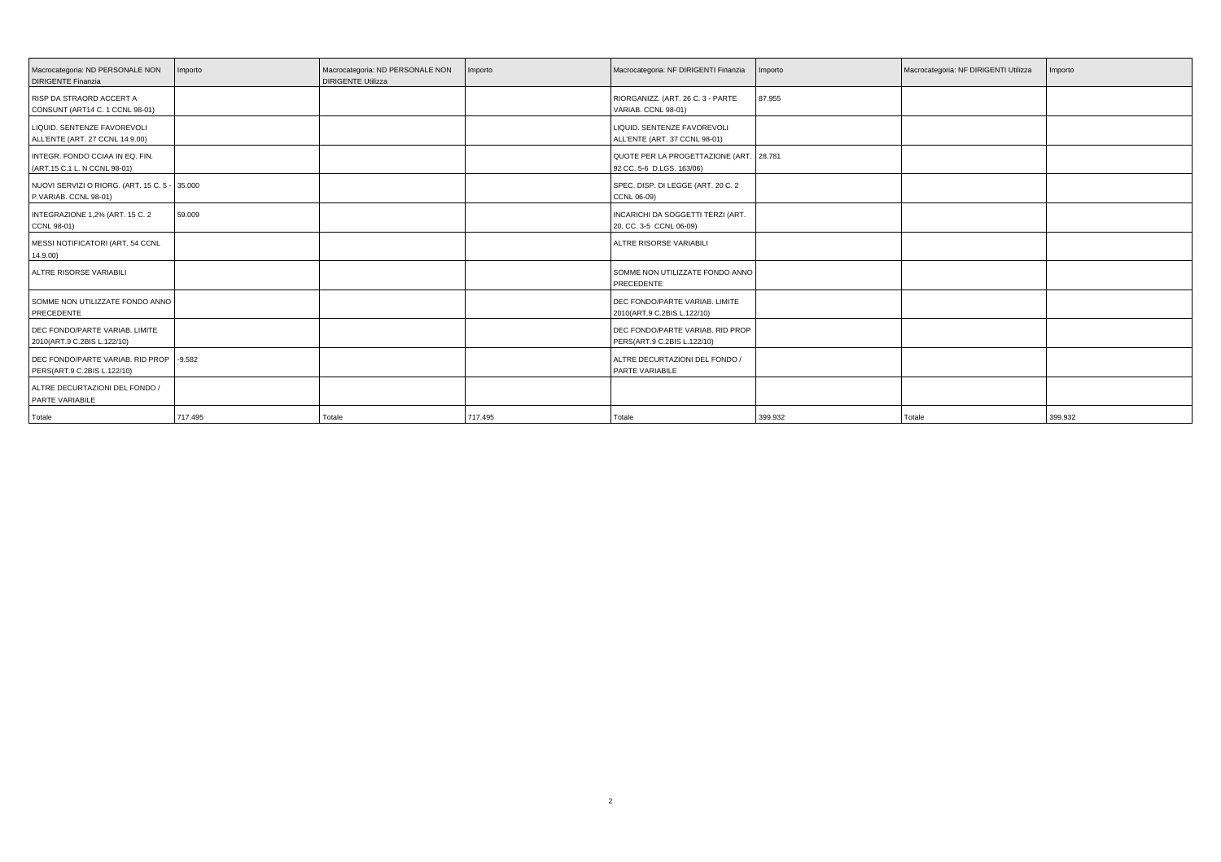| Macrocategoria: ND PERSONALE NON DIRIGENTE Finanzia | Importo | Macrocategoria: ND PERSONALE NON DIRIGENTE Utilizza | Importo | Macrocategoria: NF DIRIGENTI Finanzia | Importo | Macrocategoria: NF DIRIGENTI Utilizza | Importo |
|---|---|---|---|---|---|---|---|
| RISP DA STRAORD ACCERT A CONSUNT (ART14 C. 1 CCNL 98-01) | | | | RIORGANIZZ. (ART. 26 C. 3 - PARTE VARIAB. CCNL 98-01) | 87.955 | | |
| LIQUID. SENTENZE FAVOREVOLI ALL'ENTE (ART. 27 CCNL 14.9.00) | | | | LIQUID. SENTENZE FAVOREVOLI ALL'ENTE (ART. 37 CCNL 98-01) | | | |
| INTEGR. FONDO CCIAA IN EQ. FIN. (ART.15 C.1 L. N CCNL 98-01) | | | | QUOTE PER LA PROGETTAZIONE (ART. 92 CC. 5-6 D.LGS. 163/06) | 28.781 | | |
| NUOVI SERVIZI O RIORG. (ART. 15 C. 5 - P.VARIAB. CCNL 98-01) | 35.000 | | | SPEC. DISP. DI LEGGE (ART. 20 C. 2 CCNL 06-09) | | | |
| INTEGRAZIONE 1,2% (ART. 15 C. 2 CCNL 98-01) | 59.009 | | | INCARICHI DA SOGGETTI TERZI (ART. 20, CC. 3-5 CCNL 06-09) | | | |
| MESSI NOTIFICATORI (ART. 54 CCNL 14.9.00) | | | | ALTRE RISORSE VARIABILI | | | |
| ALTRE RISORSE VARIABILI | | | | SOMME NON UTILIZZATE FONDO ANNO PRECEDENTE | | | |
| SOMME NON UTILIZZATE FONDO ANNO PRECEDENTE | | | | DEC FONDO/PARTE VARIAB. LIMITE 2010(ART.9 C.2BIS L.122/10) | | | |
| DEC FONDO/PARTE VARIAB. LIMITE 2010(ART.9 C.2BIS L.122/10) | | | | DEC FONDO/PARTE VARIAB. RID PROP PERS(ART.9 C.2BIS L.122/10) | | | |
| DEC FONDO/PARTE VARIAB. RID PROP PERS(ART.9 C.2BIS L.122/10) | -9.582 | | | ALTRE DECURTAZIONI DEL FONDO / PARTE VARIABILE | | | |
| ALTRE DECURTAZIONI DEL FONDO / PARTE VARIABILE | | | | | | | |
| Totale | 717.495 | Totale | 717.495 | Totale | 399.932 | Totale | 399.932 |